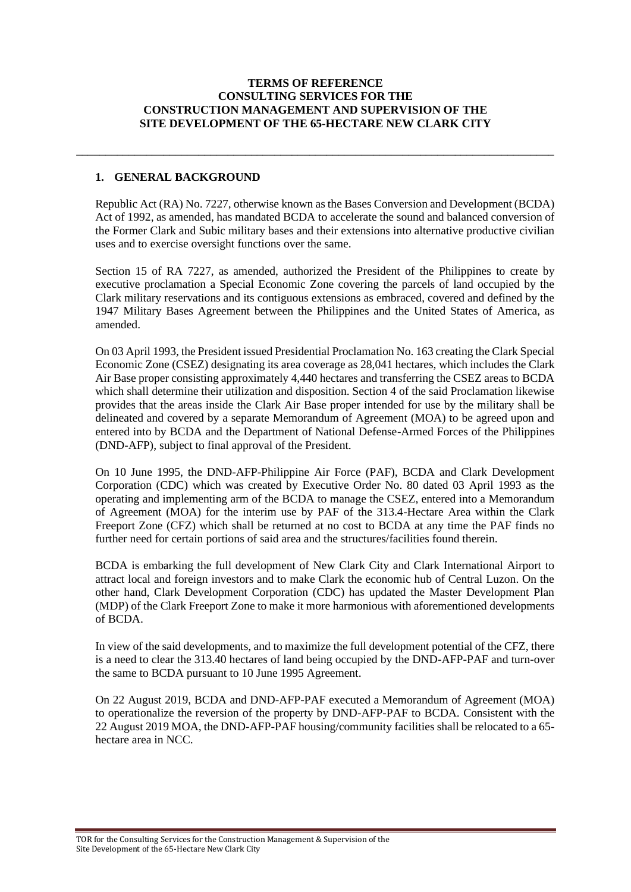# TERMS OF REFERENCE
# CONSULTING SERVICES FOR THE CONSTRUCTION MANAGEMENT AND SUPERVISION OF THE SITE DEVELOPMENT OF THE 65-HECTARE NEW CLARK CITY

---

## 1. GENERAL BACKGROUND

Republic Act (RA) No. 7227, otherwise known as the Bases Conversion and Development (BCDA) Act of 1992, as amended, has mandated BCDA to accelerate the sound and balanced conversion of the Former Clark and Subic military bases and their extensions into alternative productive civilian uses and to exercise oversight functions over the same.

Section 15 of RA 7227, as amended, authorized the President of the Philippines to create by executive proclamation a Special Economic Zone covering the parcels of land occupied by the Clark military reservations and its contiguous extensions as embraced, covered and defined by the 1947 Military Bases Agreement between the Philippines and the United States of America, as amended.

On 03 April 1993, the President issued Presidential Proclamation No. 163 creating the Clark Special Economic Zone (CSEZ) designating its area coverage as 28,041 hectares, which includes the Clark Air Base proper consisting approximately 4,440 hectares and transferring the CSEZ areas to BCDA which shall determine their utilization and disposition. Section 4 of the said Proclamation likewise provides that the areas inside the Clark Air Base proper intended for use by the military shall be delineated and covered by a separate Memorandum of Agreement (MOA) to be agreed upon and entered into by BCDA and the Department of National Defense-Armed Forces of the Philippines (DND-AFP), subject to final approval of the President.

On 10 June 1995, the DND-AFP-Philippine Air Force (PAF), BCDA and Clark Development Corporation (CDC) which was created by Executive Order No. 80 dated 03 April 1993 as the operating and implementing arm of the BCDA to manage the CSEZ, entered into a Memorandum of Agreement (MOA) for the interim use by PAF of the 313.4-Hectare Area within the Clark Freeport Zone (CFZ) which shall be returned at no cost to BCDA at any time the PAF finds no further need for certain portions of said area and the structures/facilities found therein.

BCDA is embarking the full development of New Clark City and Clark International Airport to attract local and foreign investors and to make Clark the economic hub of Central Luzon. On the other hand, Clark Development Corporation (CDC) has updated the Master Development Plan (MDP) of the Clark Freeport Zone to make it more harmonious with aforementioned developments of BCDA.

In view of the said developments, and to maximize the full development potential of the CFZ, there is a need to clear the 313.40 hectares of land being occupied by the DND-AFP-PAF and turn-over the same to BCDA pursuant to 10 June 1995 Agreement.

On 22 August 2019, BCDA and DND-AFP-PAF executed a Memorandum of Agreement (MOA) to operationalize the reversion of the property by DND-AFP-PAF to BCDA. Consistent with the 22 August 2019 MOA, the DND-AFP-PAF housing/community facilities shall be relocated to a 65-hectare area in NCC.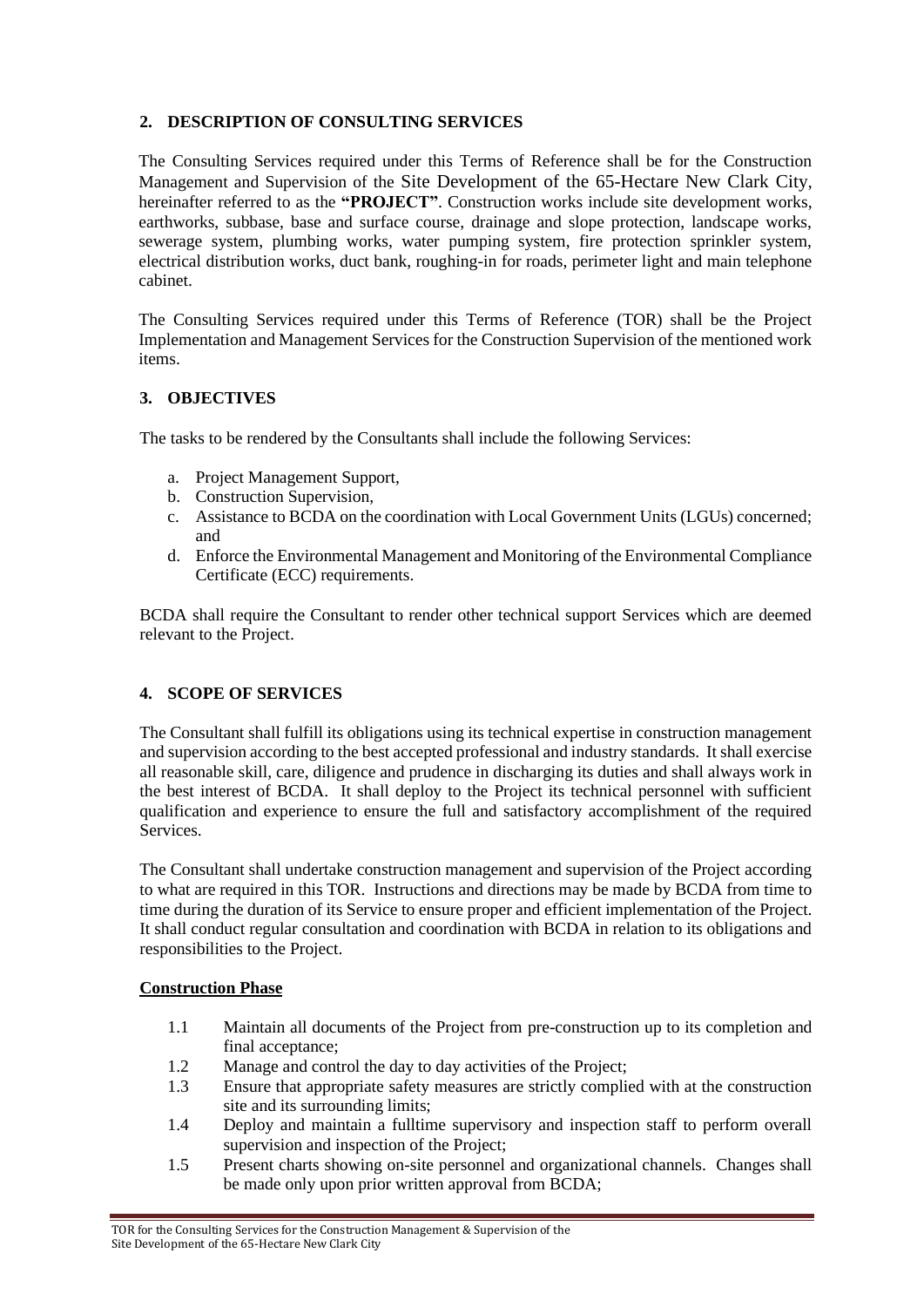## 2. DESCRIPTION OF CONSULTING SERVICES

The Consulting Services required under this Terms of Reference shall be for the Construction Management and Supervision of the Site Development of the 65-Hectare New Clark City, hereinafter referred to as the **"PROJECT"**. Construction works include site development works, earthworks, subbase, base and surface course, drainage and slope protection, landscape works, sewerage system, plumbing works, water pumping system, fire protection sprinkler system, electrical distribution works, duct bank, roughing-in for roads, perimeter light and main telephone cabinet.

The Consulting Services required under this Terms of Reference (TOR) shall be the Project Implementation and Management Services for the Construction Supervision of the mentioned work items.

## 3. OBJECTIVES

The tasks to be rendered by the Consultants shall include the following Services:

a. Project Management Support,
b. Construction Supervision,
c. Assistance to BCDA on the coordination with Local Government Units (LGUs) concerned; and
d. Enforce the Environmental Management and Monitoring of the Environmental Compliance Certificate (ECC) requirements.

BCDA shall require the Consultant to render other technical support Services which are deemed relevant to the Project.

## 4. SCOPE OF SERVICES

The Consultant shall fulfill its obligations using its technical expertise in construction management and supervision according to the best accepted professional and industry standards. It shall exercise all reasonable skill, care, diligence and prudence in discharging its duties and shall always work in the best interest of BCDA. It shall deploy to the Project its technical personnel with sufficient qualification and experience to ensure the full and satisfactory accomplishment of the required Services.

The Consultant shall undertake construction management and supervision of the Project according to what are required in this TOR. Instructions and directions may be made by BCDA from time to time during the duration of its Service to ensure proper and efficient implementation of the Project. It shall conduct regular consultation and coordination with BCDA in relation to its obligations and responsibilities to the Project.

**Construction Phase**

1.1 Maintain all documents of the Project from pre-construction up to its completion and final acceptance;

1.2 Manage and control the day to day activities of the Project;

1.3 Ensure that appropriate safety measures are strictly complied with at the construction site and its surrounding limits;

1.4 Deploy and maintain a fulltime supervisory and inspection staff to perform overall supervision and inspection of the Project;

1.5 Present charts showing on-site personnel and organizational channels. Changes shall be made only upon prior written approval from BCDA;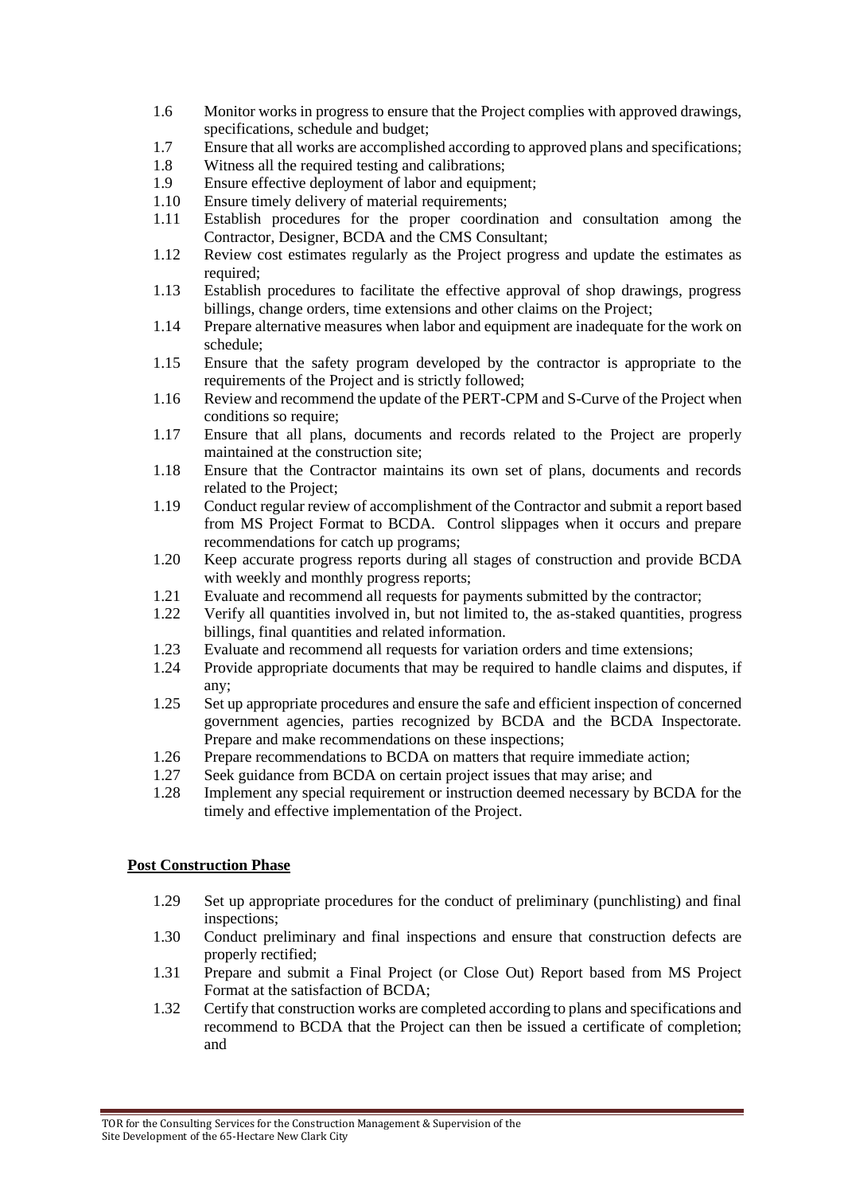1.6 Monitor works in progress to ensure that the Project complies with approved drawings, specifications, schedule and budget;

1.7 Ensure that all works are accomplished according to approved plans and specifications;

1.8 Witness all the required testing and calibrations;

1.9 Ensure effective deployment of labor and equipment;

1.10 Ensure timely delivery of material requirements;

1.11 Establish procedures for the proper coordination and consultation among the Contractor, Designer, BCDA and the CMS Consultant;

1.12 Review cost estimates regularly as the Project progress and update the estimates as required;

1.13 Establish procedures to facilitate the effective approval of shop drawings, progress billings, change orders, time extensions and other claims on the Project;

1.14 Prepare alternative measures when labor and equipment are inadequate for the work on schedule;

1.15 Ensure that the safety program developed by the contractor is appropriate to the requirements of the Project and is strictly followed;

1.16 Review and recommend the update of the PERT-CPM and S-Curve of the Project when conditions so require;

1.17 Ensure that all plans, documents and records related to the Project are properly maintained at the construction site;

1.18 Ensure that the Contractor maintains its own set of plans, documents and records related to the Project;

1.19 Conduct regular review of accomplishment of the Contractor and submit a report based from MS Project Format to BCDA. Control slippages when it occurs and prepare recommendations for catch up programs;

1.20 Keep accurate progress reports during all stages of construction and provide BCDA with weekly and monthly progress reports;

1.21 Evaluate and recommend all requests for payments submitted by the contractor;

1.22 Verify all quantities involved in, but not limited to, the as-staked quantities, progress billings, final quantities and related information.

1.23 Evaluate and recommend all requests for variation orders and time extensions;

1.24 Provide appropriate documents that may be required to handle claims and disputes, if any;

1.25 Set up appropriate procedures and ensure the safe and efficient inspection of concerned government agencies, parties recognized by BCDA and the BCDA Inspectorate. Prepare and make recommendations on these inspections;

1.26 Prepare recommendations to BCDA on matters that require immediate action;

1.27 Seek guidance from BCDA on certain project issues that may arise; and

1.28 Implement any special requirement or instruction deemed necessary by BCDA for the timely and effective implementation of the Project.

**Post Construction Phase**

1.29 Set up appropriate procedures for the conduct of preliminary (punchlisting) and final inspections;

1.30 Conduct preliminary and final inspections and ensure that construction defects are properly rectified;

1.31 Prepare and submit a Final Project (or Close Out) Report based from MS Project Format at the satisfaction of BCDA;

1.32 Certify that construction works are completed according to plans and specifications and recommend to BCDA that the Project can then be issued a certificate of completion; and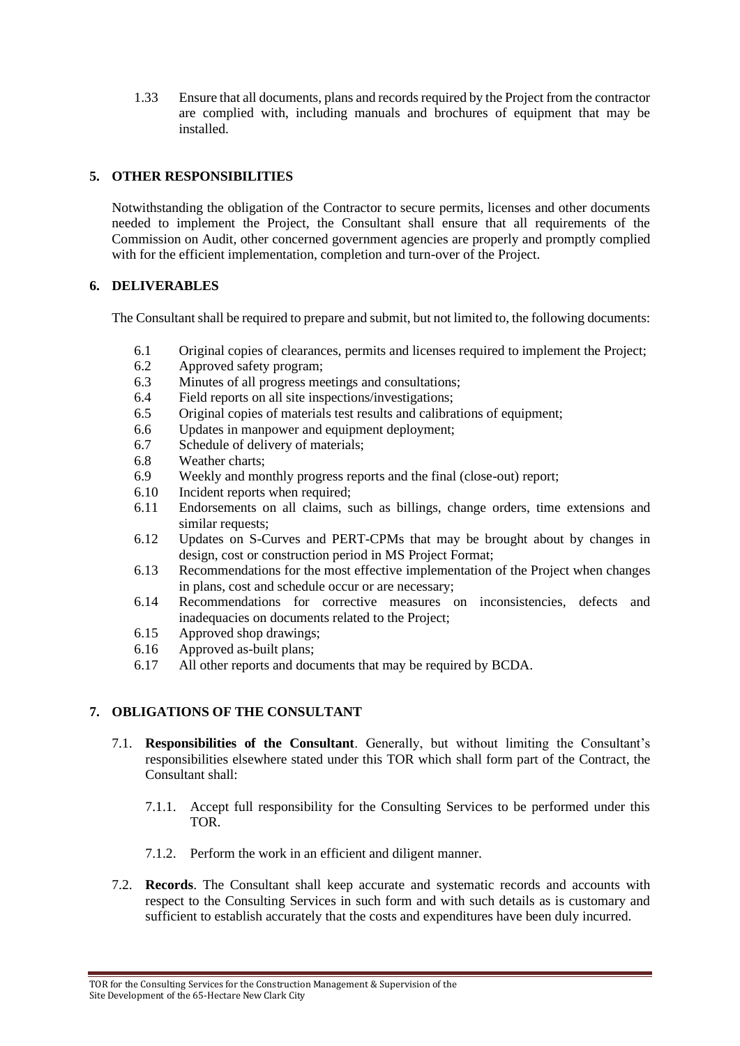1.33 Ensure that all documents, plans and records required by the Project from the contractor are complied with, including manuals and brochures of equipment that may be installed.

## 5. OTHER RESPONSIBILITIES

Notwithstanding the obligation of the Contractor to secure permits, licenses and other documents needed to implement the Project, the Consultant shall ensure that all requirements of the Commission on Audit, other concerned government agencies are properly and promptly complied with for the efficient implementation, completion and turn-over of the Project.

## 6. DELIVERABLES

The Consultant shall be required to prepare and submit, but not limited to, the following documents:

- 6.1 Original copies of clearances, permits and licenses required to implement the Project;
- 6.2 Approved safety program;
- 6.3 Minutes of all progress meetings and consultations;
- 6.4 Field reports on all site inspections/investigations;
- 6.5 Original copies of materials test results and calibrations of equipment;
- 6.6 Updates in manpower and equipment deployment;
- 6.7 Schedule of delivery of materials;
- 6.8 Weather charts;
- 6.9 Weekly and monthly progress reports and the final (close-out) report;
- 6.10 Incident reports when required;
- 6.11 Endorsements on all claims, such as billings, change orders, time extensions and similar requests;
- 6.12 Updates on S-Curves and PERT-CPMs that may be brought about by changes in design, cost or construction period in MS Project Format;
- 6.13 Recommendations for the most effective implementation of the Project when changes in plans, cost and schedule occur or are necessary;
- 6.14 Recommendations for corrective measures on inconsistencies, defects and inadequacies on documents related to the Project;
- 6.15 Approved shop drawings;
- 6.16 Approved as-built plans;
- 6.17 All other reports and documents that may be required by BCDA.

## 7. OBLIGATIONS OF THE CONSULTANT

7.1. **Responsibilities of the Consultant**. Generally, but without limiting the Consultant's responsibilities elsewhere stated under this TOR which shall form part of the Contract, the Consultant shall:

7.1.1. Accept full responsibility for the Consulting Services to be performed under this TOR.

7.1.2. Perform the work in an efficient and diligent manner.

7.2. **Records**. The Consultant shall keep accurate and systematic records and accounts with respect to the Consulting Services in such form and with such details as is customary and sufficient to establish accurately that the costs and expenditures have been duly incurred.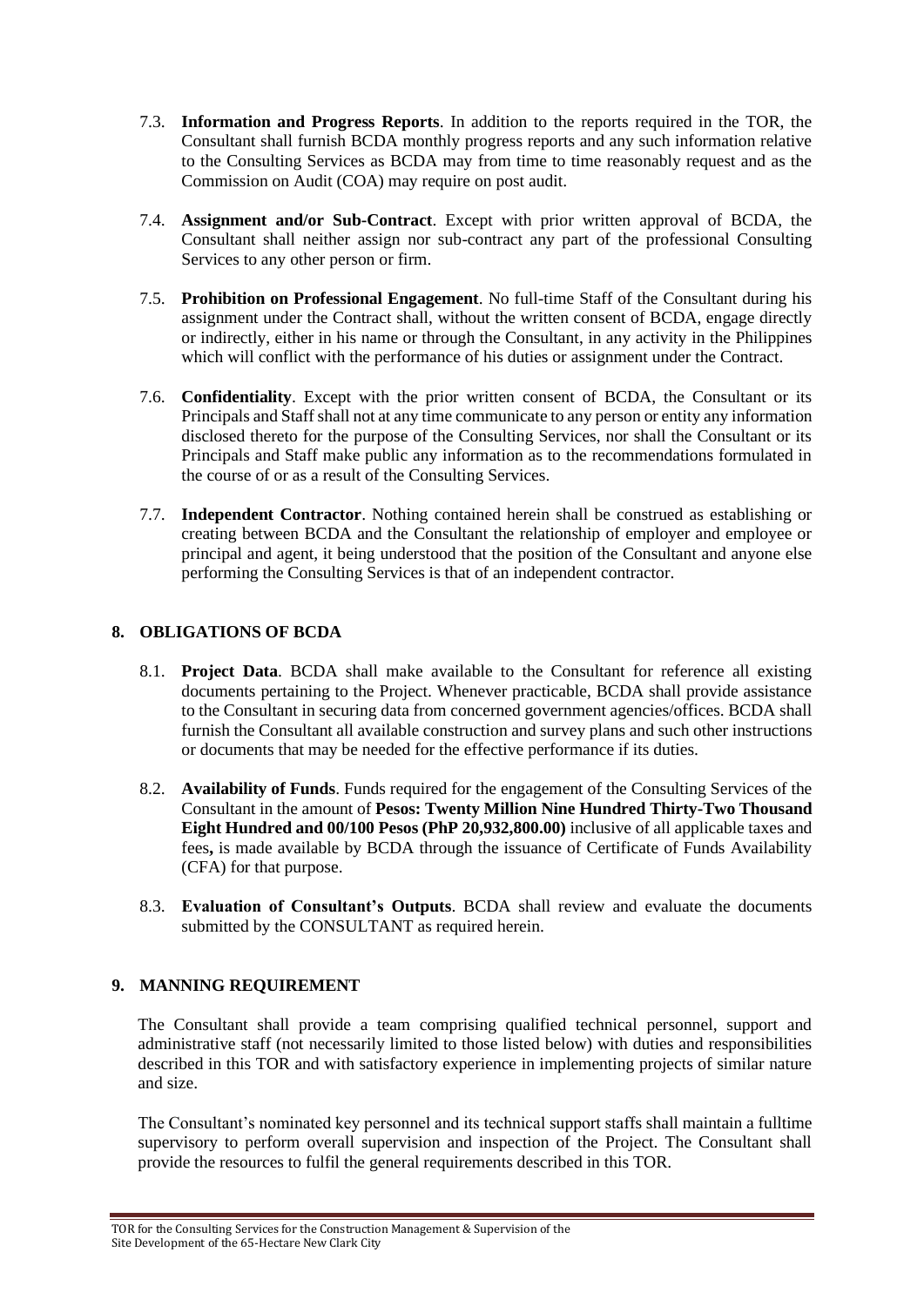7.3. **Information and Progress Reports**. In addition to the reports required in the TOR, the Consultant shall furnish BCDA monthly progress reports and any such information relative to the Consulting Services as BCDA may from time to time reasonably request and as the Commission on Audit (COA) may require on post audit.

7.4. **Assignment and/or Sub-Contract**. Except with prior written approval of BCDA, the Consultant shall neither assign nor sub-contract any part of the professional Consulting Services to any other person or firm.

7.5. **Prohibition on Professional Engagement**. No full-time Staff of the Consultant during his assignment under the Contract shall, without the written consent of BCDA, engage directly or indirectly, either in his name or through the Consultant, in any activity in the Philippines which will conflict with the performance of his duties or assignment under the Contract.

7.6. **Confidentiality**. Except with the prior written consent of BCDA, the Consultant or its Principals and Staff shall not at any time communicate to any person or entity any information disclosed thereto for the purpose of the Consulting Services, nor shall the Consultant or its Principals and Staff make public any information as to the recommendations formulated in the course of or as a result of the Consulting Services.

7.7. **Independent Contractor**. Nothing contained herein shall be construed as establishing or creating between BCDA and the Consultant the relationship of employer and employee or principal and agent, it being understood that the position of the Consultant and anyone else performing the Consulting Services is that of an independent contractor.

## 8. OBLIGATIONS OF BCDA

8.1. **Project Data**. BCDA shall make available to the Consultant for reference all existing documents pertaining to the Project. Whenever practicable, BCDA shall provide assistance to the Consultant in securing data from concerned government agencies/offices. BCDA shall furnish the Consultant all available construction and survey plans and such other instructions or documents that may be needed for the effective performance if its duties.

8.2. **Availability of Funds**. Funds required for the engagement of the Consulting Services of the Consultant in the amount of **Pesos: Twenty Million Nine Hundred Thirty-Two Thousand Eight Hundred and 00/100 Pesos (PhP 20,932,800.00)** inclusive of all applicable taxes and fees**,** is made available by BCDA through the issuance of Certificate of Funds Availability (CFA) for that purpose.

8.3. **Evaluation of Consultant's Outputs**. BCDA shall review and evaluate the documents submitted by the CONSULTANT as required herein.

## 9. MANNING REQUIREMENT

The Consultant shall provide a team comprising qualified technical personnel, support and administrative staff (not necessarily limited to those listed below) with duties and responsibilities described in this TOR and with satisfactory experience in implementing projects of similar nature and size.

The Consultant's nominated key personnel and its technical support staffs shall maintain a fulltime supervisory to perform overall supervision and inspection of the Project. The Consultant shall provide the resources to fulfil the general requirements described in this TOR.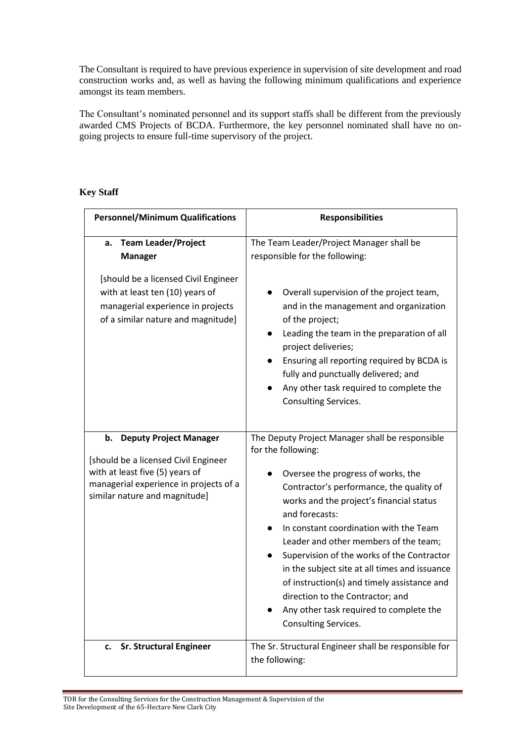The Consultant is required to have previous experience in supervision of site development and road construction works and, as well as having the following minimum qualifications and experience amongst its team members.

The Consultant's nominated personnel and its support staffs shall be different from the previously awarded CMS Projects of BCDA. Furthermore, the key personnel nominated shall have no on-going projects to ensure full-time supervisory of the project.

**Key Staff**

| Personnel/Minimum Qualifications | Responsibilities |
|---|---|
| **a. Team Leader/Project Manager**<br><br>[should be a licensed Civil Engineer with at least ten (10) years of managerial experience in projects of a similar nature and magnitude] | The Team Leader/Project Manager shall be responsible for the following:<br><br>● Overall supervision of the project team, and in the management and organization of the project;<br>● Leading the team in the preparation of all project deliveries;<br>● Ensuring all reporting required by BCDA is fully and punctually delivered; and<br>● Any other task required to complete the Consulting Services. |
| **b. Deputy Project Manager**<br><br>[should be a licensed Civil Engineer with at least five (5) years of managerial experience in projects of a similar nature and magnitude] | The Deputy Project Manager shall be responsible for the following:<br><br>● Oversee the progress of works, the Contractor's performance, the quality of works and the project's financial status and forecasts:<br>● In constant coordination with the Team Leader and other members of the team;<br>● Supervision of the works of the Contractor in the subject site at all times and issuance of instruction(s) and timely assistance and direction to the Contractor; and<br>● Any other task required to complete the Consulting Services. |
| **c. Sr. Structural Engineer** | The Sr. Structural Engineer shall be responsible for the following: |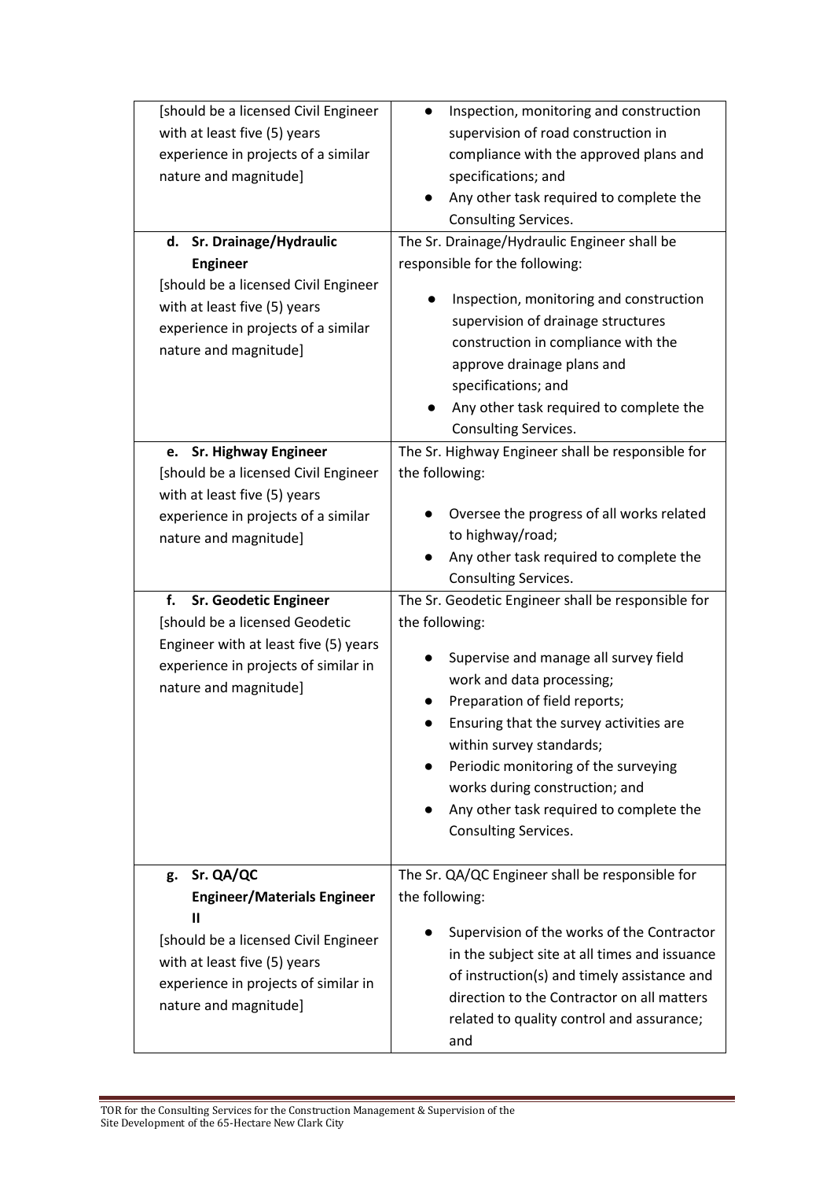| | |
|---|---|
| [should be a licensed Civil Engineer with at least five (5) years experience in projects of a similar nature and magnitude] | • Inspection, monitoring and construction supervision of road construction in compliance with the approved plans and specifications; and<br>• Any other task required to complete the Consulting Services. |
| **d. Sr. Drainage/Hydraulic Engineer**<br>[should be a licensed Civil Engineer with at least five (5) years experience in projects of a similar nature and magnitude] | The Sr. Drainage/Hydraulic Engineer shall be responsible for the following:<br>• Inspection, monitoring and construction supervision of drainage structures construction in compliance with the approve drainage plans and specifications; and<br>• Any other task required to complete the Consulting Services. |
| **e. Sr. Highway Engineer**<br>[should be a licensed Civil Engineer with at least five (5) years experience in projects of a similar nature and magnitude] | The Sr. Highway Engineer shall be responsible for the following:<br>• Oversee the progress of all works related to highway/road;<br>• Any other task required to complete the Consulting Services. |
| **f. Sr. Geodetic Engineer**<br>[should be a licensed Geodetic Engineer with at least five (5) years experience in projects of similar in nature and magnitude] | The Sr. Geodetic Engineer shall be responsible for the following:<br>• Supervise and manage all survey field work and data processing;<br>• Preparation of field reports;<br>• Ensuring that the survey activities are within survey standards;<br>• Periodic monitoring of the surveying works during construction; and<br>• Any other task required to complete the Consulting Services. |
| **g. Sr. QA/QC Engineer/Materials Engineer II**<br>[should be a licensed Civil Engineer with at least five (5) years experience in projects of similar in nature and magnitude] | The Sr. QA/QC Engineer shall be responsible for the following:<br>• Supervision of the works of the Contractor in the subject site at all times and issuance of instruction(s) and timely assistance and direction to the Contractor on all matters related to quality control and assurance; and |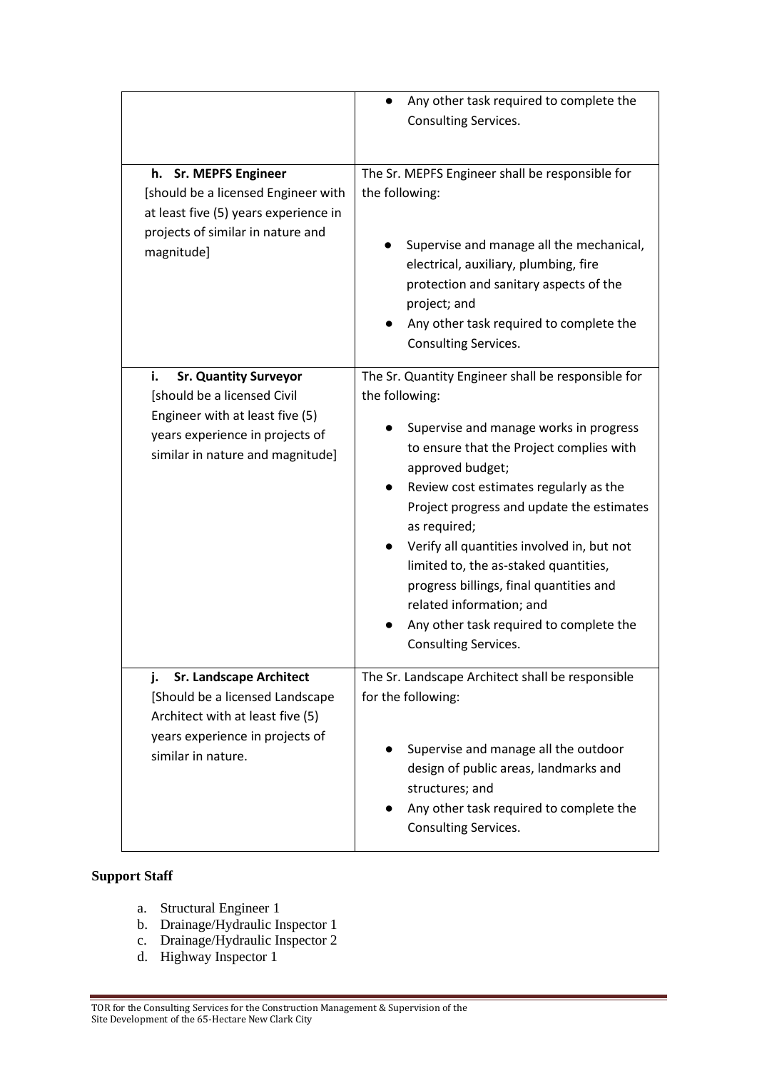| | |
|---|---|
| | ● Any other task required to complete the Consulting Services. |
| **h. Sr. MEPFS Engineer** [should be a licensed Engineer with at least five (5) years experience in projects of similar in nature and magnitude] | The Sr. MEPFS Engineer shall be responsible for the following:<br><br>● Supervise and manage all the mechanical, electrical, auxiliary, plumbing, fire protection and sanitary aspects of the project; and<br>● Any other task required to complete the Consulting Services. |
| **i. Sr. Quantity Surveyor** [should be a licensed Civil Engineer with at least five (5) years experience in projects of similar in nature and magnitude] | The Sr. Quantity Engineer shall be responsible for the following:<br><br>● Supervise and manage works in progress to ensure that the Project complies with approved budget;<br>● Review cost estimates regularly as the Project progress and update the estimates as required;<br>● Verify all quantities involved in, but not limited to, the as-staked quantities, progress billings, final quantities and related information; and<br>● Any other task required to complete the Consulting Services. |
| **j. Sr. Landscape Architect** [Should be a licensed Landscape Architect with at least five (5) years experience in projects of similar in nature. | The Sr. Landscape Architect shall be responsible for the following:<br><br>● Supervise and manage all the outdoor design of public areas, landmarks and structures; and<br>● Any other task required to complete the Consulting Services. |

**Support Staff**

a. Structural Engineer 1
b. Drainage/Hydraulic Inspector 1
c. Drainage/Hydraulic Inspector 2
d. Highway Inspector 1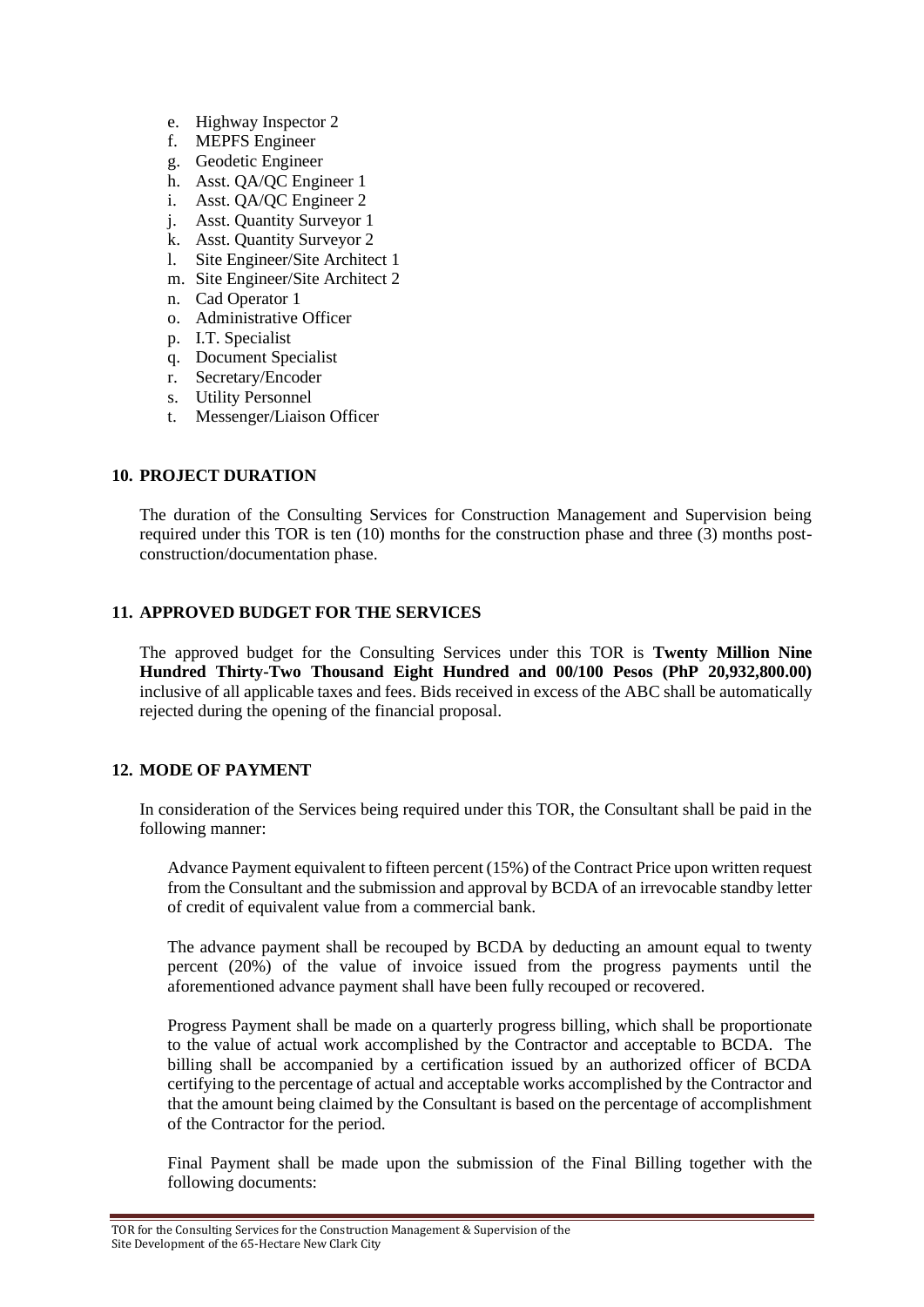e. Highway Inspector 2
f. MEPFS Engineer
g. Geodetic Engineer
h. Asst. QA/QC Engineer 1
i. Asst. QA/QC Engineer 2
j. Asst. Quantity Surveyor 1
k. Asst. Quantity Surveyor 2
l. Site Engineer/Site Architect 1
m. Site Engineer/Site Architect 2
n. Cad Operator 1
o. Administrative Officer
p. I.T. Specialist
q. Document Specialist
r. Secretary/Encoder
s. Utility Personnel
t. Messenger/Liaison Officer

## 10. PROJECT DURATION

The duration of the Consulting Services for Construction Management and Supervision being required under this TOR is ten (10) months for the construction phase and three (3) months post-construction/documentation phase.

## 11. APPROVED BUDGET FOR THE SERVICES

The approved budget for the Consulting Services under this TOR is **Twenty Million Nine Hundred Thirty-Two Thousand Eight Hundred and 00/100 Pesos (PhP 20,932,800.00)** inclusive of all applicable taxes and fees. Bids received in excess of the ABC shall be automatically rejected during the opening of the financial proposal.

## 12. MODE OF PAYMENT

In consideration of the Services being required under this TOR, the Consultant shall be paid in the following manner:

Advance Payment equivalent to fifteen percent (15%) of the Contract Price upon written request from the Consultant and the submission and approval by BCDA of an irrevocable standby letter of credit of equivalent value from a commercial bank.

The advance payment shall be recouped by BCDA by deducting an amount equal to twenty percent (20%) of the value of invoice issued from the progress payments until the aforementioned advance payment shall have been fully recouped or recovered.

Progress Payment shall be made on a quarterly progress billing, which shall be proportionate to the value of actual work accomplished by the Contractor and acceptable to BCDA. The billing shall be accompanied by a certification issued by an authorized officer of BCDA certifying to the percentage of actual and acceptable works accomplished by the Contractor and that the amount being claimed by the Consultant is based on the percentage of accomplishment of the Contractor for the period.

Final Payment shall be made upon the submission of the Final Billing together with the following documents: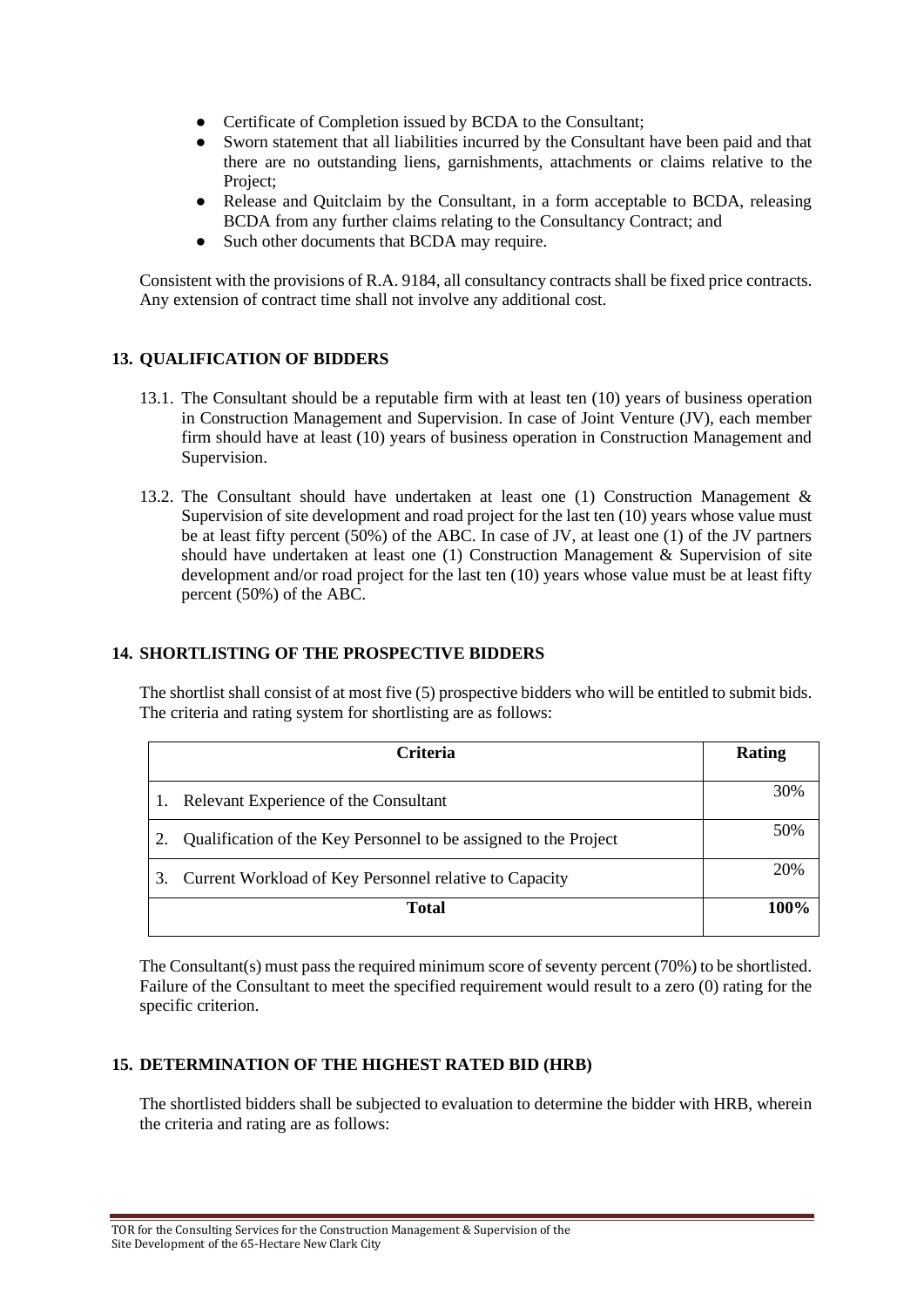- Certificate of Completion issued by BCDA to the Consultant;
- Sworn statement that all liabilities incurred by the Consultant have been paid and that there are no outstanding liens, garnishments, attachments or claims relative to the Project;
- Release and Quitclaim by the Consultant, in a form acceptable to BCDA, releasing BCDA from any further claims relating to the Consultancy Contract; and
- Such other documents that BCDA may require.

Consistent with the provisions of R.A. 9184, all consultancy contracts shall be fixed price contracts. Any extension of contract time shall not involve any additional cost.

## 13. QUALIFICATION OF BIDDERS

13.1. The Consultant should be a reputable firm with at least ten (10) years of business operation in Construction Management and Supervision. In case of Joint Venture (JV), each member firm should have at least (10) years of business operation in Construction Management and Supervision.

13.2. The Consultant should have undertaken at least one (1) Construction Management & Supervision of site development and road project for the last ten (10) years whose value must be at least fifty percent (50%) of the ABC. In case of JV, at least one (1) of the JV partners should have undertaken at least one (1) Construction Management & Supervision of site development and/or road project for the last ten (10) years whose value must be at least fifty percent (50%) of the ABC.

## 14. SHORTLISTING OF THE PROSPECTIVE BIDDERS

The shortlist shall consist of at most five (5) prospective bidders who will be entitled to submit bids. The criteria and rating system for shortlisting are as follows:

| Criteria | Rating |
|---|---|
| 1. Relevant Experience of the Consultant | 30% |
| 2. Qualification of the Key Personnel to be assigned to the Project | 50% |
| 3. Current Workload of Key Personnel relative to Capacity | 20% |
| **Total** | **100%** |

The Consultant(s) must pass the required minimum score of seventy percent (70%) to be shortlisted. Failure of the Consultant to meet the specified requirement would result to a zero (0) rating for the specific criterion.

## 15. DETERMINATION OF THE HIGHEST RATED BID (HRB)

The shortlisted bidders shall be subjected to evaluation to determine the bidder with HRB, wherein the criteria and rating are as follows: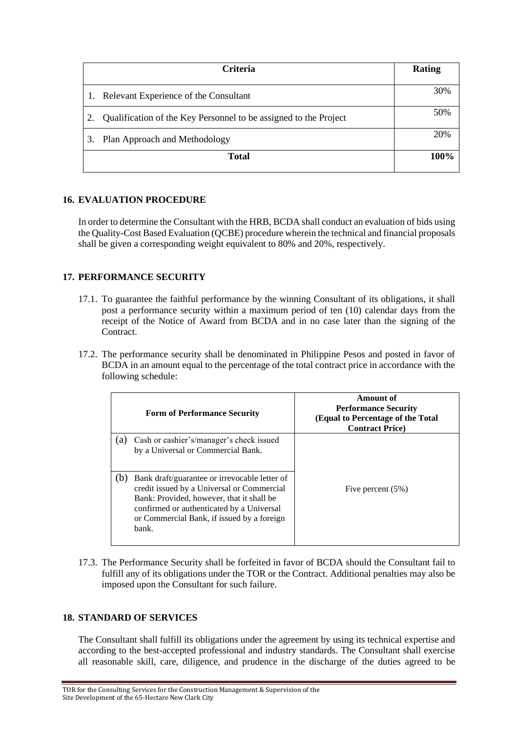| Criteria | Rating |
|---|---|
| 1. Relevant Experience of the Consultant | 30% |
| 2. Qualification of the Key Personnel to be assigned to the Project | 50% |
| 3. Plan Approach and Methodology | 20% |
| **Total** | **100%** |

## 16. EVALUATION PROCEDURE

In order to determine the Consultant with the HRB, BCDA shall conduct an evaluation of bids using the Quality-Cost Based Evaluation (QCBE) procedure wherein the technical and financial proposals shall be given a corresponding weight equivalent to 80% and 20%, respectively.

## 17. PERFORMANCE SECURITY

17.1. To guarantee the faithful performance by the winning Consultant of its obligations, it shall post a performance security within a maximum period of ten (10) calendar days from the receipt of the Notice of Award from BCDA and in no case later than the signing of the Contract.

17.2. The performance security shall be denominated in Philippine Pesos and posted in favor of BCDA in an amount equal to the percentage of the total contract price in accordance with the following schedule:

| Form of Performance Security | Amount of Performance Security (Equal to Percentage of the Total Contract Price) |
|---|---|
| (a) Cash or cashier's/manager's check issued by a Universal or Commercial Bank. | Five percent (5%) |
| (b) Bank draft/guarantee or irrevocable letter of credit issued by a Universal or Commercial Bank: Provided, however, that it shall be confirmed or authenticated by a Universal or Commercial Bank, if issued by a foreign bank. | |

17.3. The Performance Security shall be forfeited in favor of BCDA should the Consultant fail to fulfill any of its obligations under the TOR or the Contract. Additional penalties may also be imposed upon the Consultant for such failure.

## 18. STANDARD OF SERVICES

The Consultant shall fulfill its obligations under the agreement by using its technical expertise and according to the best-accepted professional and industry standards. The Consultant shall exercise all reasonable skill, care, diligence, and prudence in the discharge of the duties agreed to be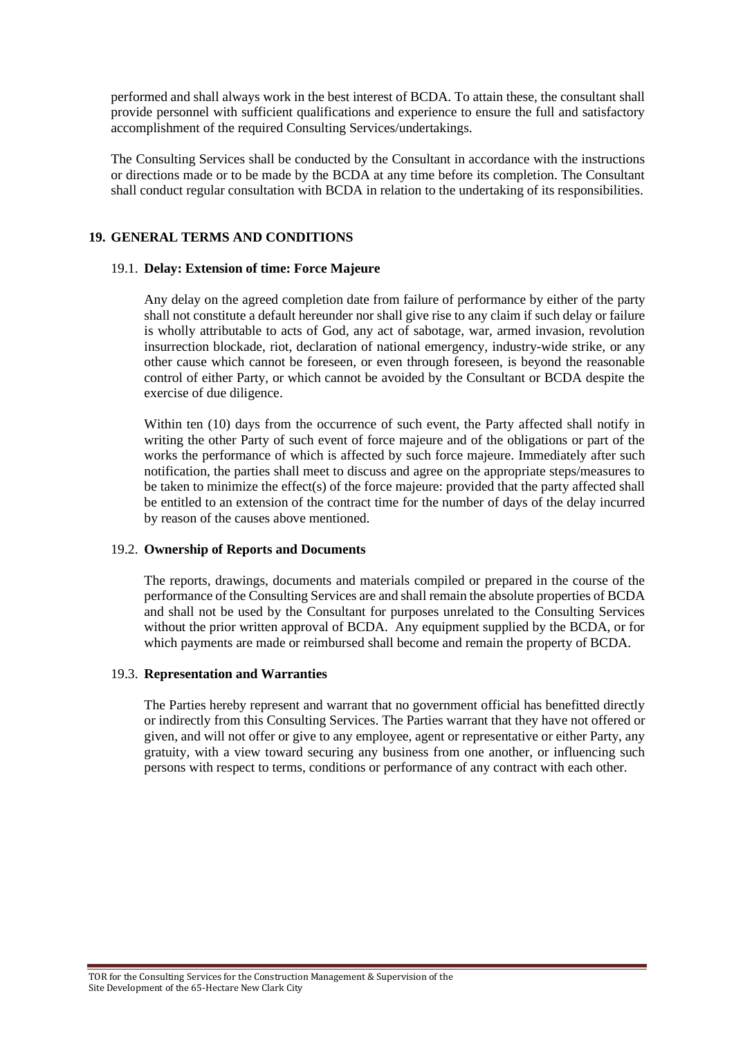performed and shall always work in the best interest of BCDA. To attain these, the consultant shall provide personnel with sufficient qualifications and experience to ensure the full and satisfactory accomplishment of the required Consulting Services/undertakings.

The Consulting Services shall be conducted by the Consultant in accordance with the instructions or directions made or to be made by the BCDA at any time before its completion. The Consultant shall conduct regular consultation with BCDA in relation to the undertaking of its responsibilities.

## 19. GENERAL TERMS AND CONDITIONS

### 19.1. Delay: Extension of time: Force Majeure

Any delay on the agreed completion date from failure of performance by either of the party shall not constitute a default hereunder nor shall give rise to any claim if such delay or failure is wholly attributable to acts of God, any act of sabotage, war, armed invasion, revolution insurrection blockade, riot, declaration of national emergency, industry-wide strike, or any other cause which cannot be foreseen, or even through foreseen, is beyond the reasonable control of either Party, or which cannot be avoided by the Consultant or BCDA despite the exercise of due diligence.

Within ten (10) days from the occurrence of such event, the Party affected shall notify in writing the other Party of such event of force majeure and of the obligations or part of the works the performance of which is affected by such force majeure. Immediately after such notification, the parties shall meet to discuss and agree on the appropriate steps/measures to be taken to minimize the effect(s) of the force majeure: provided that the party affected shall be entitled to an extension of the contract time for the number of days of the delay incurred by reason of the causes above mentioned.

### 19.2. Ownership of Reports and Documents

The reports, drawings, documents and materials compiled or prepared in the course of the performance of the Consulting Services are and shall remain the absolute properties of BCDA and shall not be used by the Consultant for purposes unrelated to the Consulting Services without the prior written approval of BCDA. Any equipment supplied by the BCDA, or for which payments are made or reimbursed shall become and remain the property of BCDA.

### 19.3. Representation and Warranties

The Parties hereby represent and warrant that no government official has benefitted directly or indirectly from this Consulting Services. The Parties warrant that they have not offered or given, and will not offer or give to any employee, agent or representative or either Party, any gratuity, with a view toward securing any business from one another, or influencing such persons with respect to terms, conditions or performance of any contract with each other.